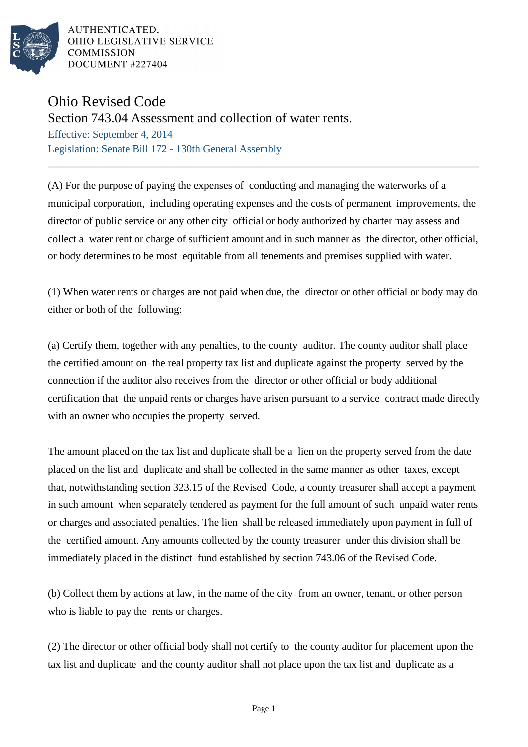AUTHENTICATED,
OHIO LEGISLATIVE SERVICE
COMMISSION
DOCUMENT #227404

# Ohio Revised Code

## Section 743.04 Assessment and collection of water rents.

Effective: September 4, 2014

Legislation: Senate Bill 172 - 130th General Assembly

(A) For the purpose of paying the expenses of conducting and managing the waterworks of a municipal corporation, including operating expenses and the costs of permanent improvements, the director of public service or any other city official or body authorized by charter may assess and collect a water rent or charge of sufficient amount and in such manner as the director, other official, or body determines to be most equitable from all tenements and premises supplied with water.

(1) When water rents or charges are not paid when due, the director or other official or body may do either or both of the following:

(a) Certify them, together with any penalties, to the county auditor. The county auditor shall place the certified amount on the real property tax list and duplicate against the property served by the connection if the auditor also receives from the director or other official or body additional certification that the unpaid rents or charges have arisen pursuant to a service contract made directly with an owner who occupies the property served.

The amount placed on the tax list and duplicate shall be a lien on the property served from the date placed on the list and duplicate and shall be collected in the same manner as other taxes, except that, notwithstanding section 323.15 of the Revised Code, a county treasurer shall accept a payment in such amount when separately tendered as payment for the full amount of such unpaid water rents or charges and associated penalties. The lien shall be released immediately upon payment in full of the certified amount. Any amounts collected by the county treasurer under this division shall be immediately placed in the distinct fund established by section 743.06 of the Revised Code.

(b) Collect them by actions at law, in the name of the city from an owner, tenant, or other person who is liable to pay the rents or charges.

(2) The director or other official body shall not certify to the county auditor for placement upon the tax list and duplicate and the county auditor shall not place upon the tax list and duplicate as a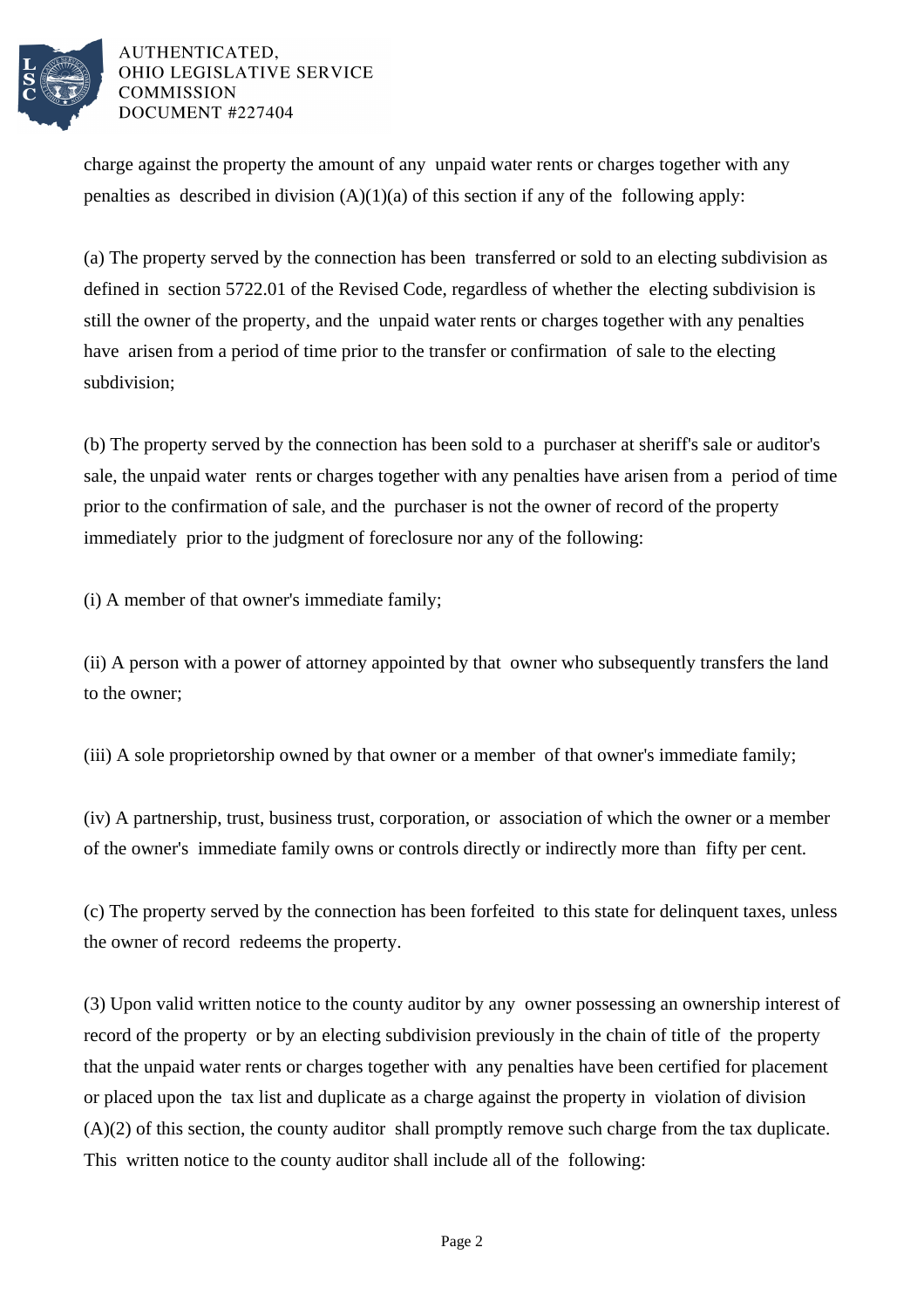charge against the property the amount of any unpaid water rents or charges together with any penalties as described in division (A)(1)(a) of this section if any of the following apply:

(a) The property served by the connection has been transferred or sold to an electing subdivision as defined in section 5722.01 of the Revised Code, regardless of whether the electing subdivision is still the owner of the property, and the unpaid water rents or charges together with any penalties have arisen from a period of time prior to the transfer or confirmation of sale to the electing subdivision;

(b) The property served by the connection has been sold to a purchaser at sheriff's sale or auditor's sale, the unpaid water rents or charges together with any penalties have arisen from a period of time prior to the confirmation of sale, and the purchaser is not the owner of record of the property immediately prior to the judgment of foreclosure nor any of the following:

(i) A member of that owner's immediate family;

(ii) A person with a power of attorney appointed by that owner who subsequently transfers the land to the owner;

(iii) A sole proprietorship owned by that owner or a member of that owner's immediate family;

(iv) A partnership, trust, business trust, corporation, or association of which the owner or a member of the owner's immediate family owns or controls directly or indirectly more than fifty per cent.

(c) The property served by the connection has been forfeited to this state for delinquent taxes, unless the owner of record redeems the property.

(3) Upon valid written notice to the county auditor by any owner possessing an ownership interest of record of the property or by an electing subdivision previously in the chain of title of the property that the unpaid water rents or charges together with any penalties have been certified for placement or placed upon the tax list and duplicate as a charge against the property in violation of division (A)(2) of this section, the county auditor shall promptly remove such charge from the tax duplicate. This written notice to the county auditor shall include all of the following: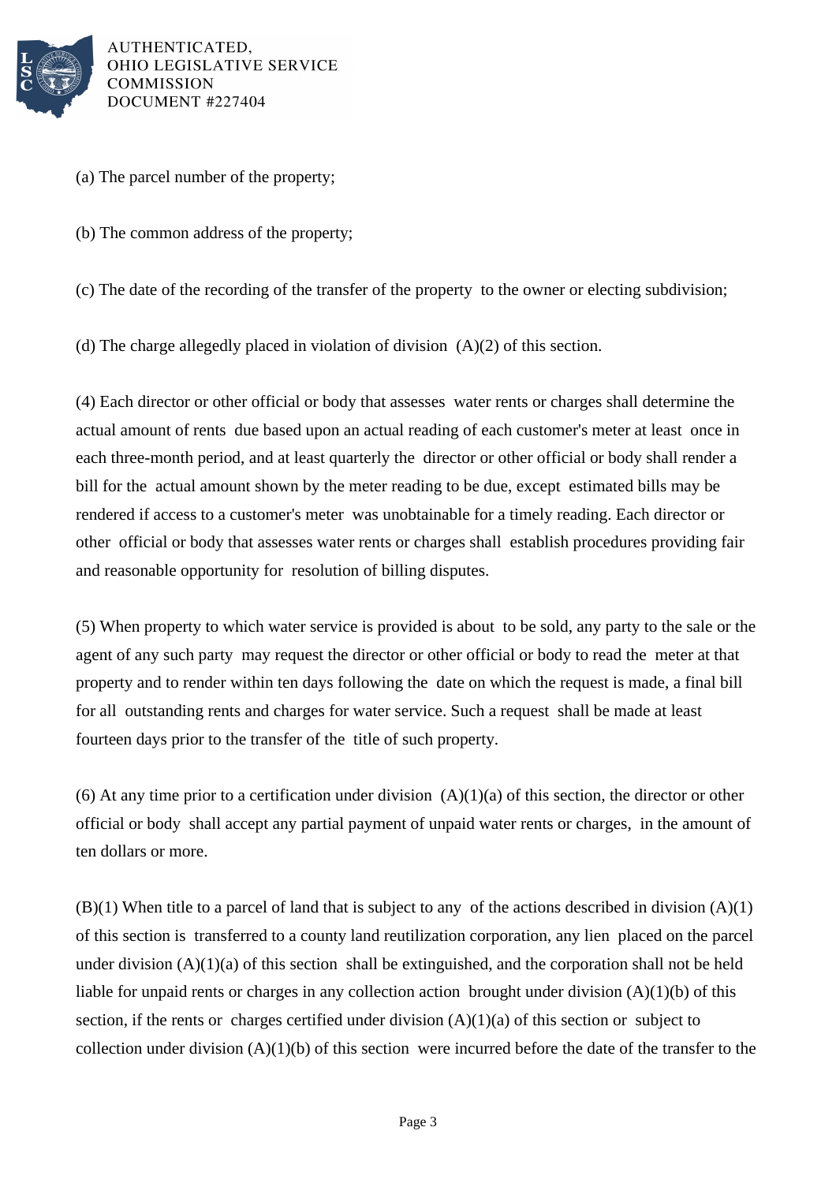(a) The parcel number of the property;

(b) The common address of the property;

(c) The date of the recording of the transfer of the property to the owner or electing subdivision;

(d) The charge allegedly placed in violation of division (A)(2) of this section.

(4) Each director or other official or body that assesses water rents or charges shall determine the actual amount of rents due based upon an actual reading of each customer's meter at least once in each three-month period, and at least quarterly the director or other official or body shall render a bill for the actual amount shown by the meter reading to be due, except estimated bills may be rendered if access to a customer's meter was unobtainable for a timely reading. Each director or other official or body that assesses water rents or charges shall establish procedures providing fair and reasonable opportunity for resolution of billing disputes.

(5) When property to which water service is provided is about to be sold, any party to the sale or the agent of any such party may request the director or other official or body to read the meter at that property and to render within ten days following the date on which the request is made, a final bill for all outstanding rents and charges for water service. Such a request shall be made at least fourteen days prior to the transfer of the title of such property.

(6) At any time prior to a certification under division (A)(1)(a) of this section, the director or other official or body shall accept any partial payment of unpaid water rents or charges, in the amount of ten dollars or more.

(B)(1) When title to a parcel of land that is subject to any of the actions described in division (A)(1) of this section is transferred to a county land reutilization corporation, any lien placed on the parcel under division (A)(1)(a) of this section shall be extinguished, and the corporation shall not be held liable for unpaid rents or charges in any collection action brought under division (A)(1)(b) of this section, if the rents or charges certified under division (A)(1)(a) of this section or subject to collection under division (A)(1)(b) of this section were incurred before the date of the transfer to the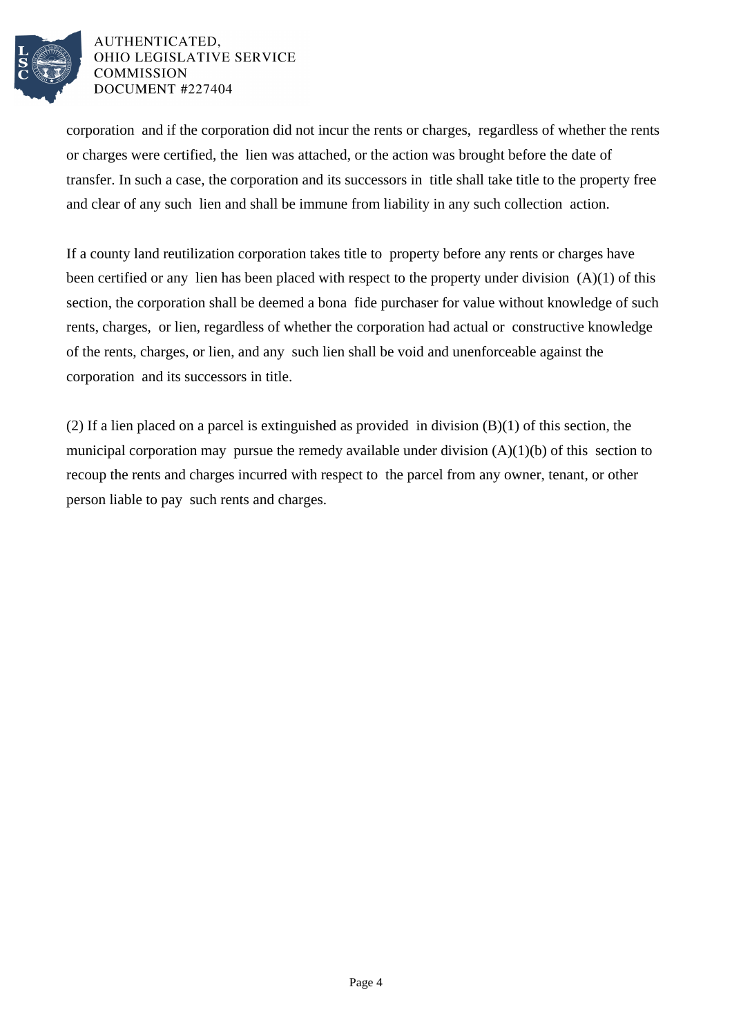corporation and if the corporation did not incur the rents or charges, regardless of whether the rents or charges were certified, the lien was attached, or the action was brought before the date of transfer. In such a case, the corporation and its successors in title shall take title to the property free and clear of any such lien and shall be immune from liability in any such collection action.

If a county land reutilization corporation takes title to property before any rents or charges have been certified or any lien has been placed with respect to the property under division (A)(1) of this section, the corporation shall be deemed a bona fide purchaser for value without knowledge of such rents, charges, or lien, regardless of whether the corporation had actual or constructive knowledge of the rents, charges, or lien, and any such lien shall be void and unenforceable against the corporation and its successors in title.

(2) If a lien placed on a parcel is extinguished as provided in division (B)(1) of this section, the municipal corporation may pursue the remedy available under division (A)(1)(b) of this section to recoup the rents and charges incurred with respect to the parcel from any owner, tenant, or other person liable to pay such rents and charges.